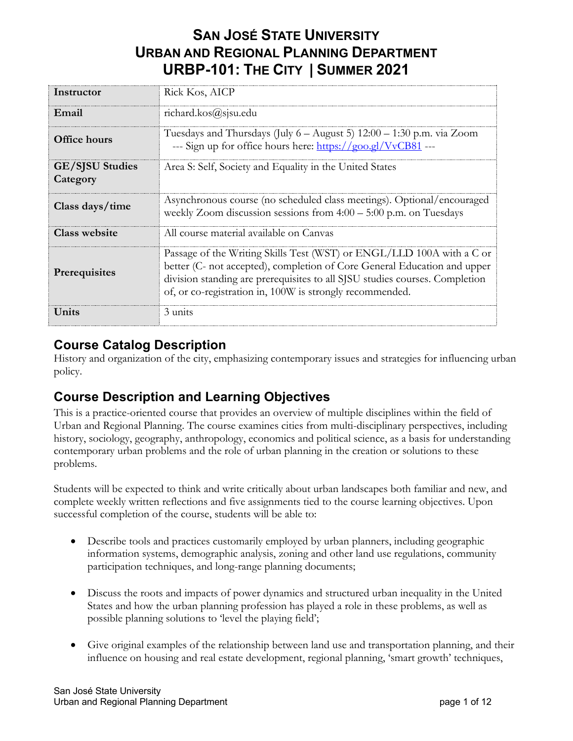# San José State University
# Urban and Regional Planning Department
# URBP-101: The City | Summer 2021

| | |
|---|---|
| **Instructor** | Rick Kos, AICP |
| **Email** | richard.kos@sjsu.edu |
| **Office hours** | Tuesdays and Thursdays (July 6 – August 5) 12:00 – 1:30 p.m. via Zoom --- Sign up for office hours here: [https://goo.gl/VvCB81](https://goo.gl/VvCB81) --- |
| **GE/SJSU Studies Category** | Area S: Self, Society and Equality in the United States |
| **Class days/time** | Asynchronous course (no scheduled class meetings). Optional/encouraged weekly Zoom discussion sessions from 4:00 – 5:00 p.m. on Tuesdays |
| **Class website** | All course material available on Canvas |
| **Prerequisites** | Passage of the Writing Skills Test (WST) or ENGL/LLD 100A with a C or better (C- not accepted), completion of Core General Education and upper division standing are prerequisites to all SJSU studies courses. Completion of, or co-registration in, 100W is strongly recommended. |
| **Units** | 3 units |

## Course Catalog Description

History and organization of the city, emphasizing contemporary issues and strategies for influencing urban policy.

## Course Description and Learning Objectives

This is a practice-oriented course that provides an overview of multiple disciplines within the field of Urban and Regional Planning. The course examines cities from multi-disciplinary perspectives, including history, sociology, geography, anthropology, economics and political science, as a basis for understanding contemporary urban problems and the role of urban planning in the creation or solutions to these problems.

Students will be expected to think and write critically about urban landscapes both familiar and new, and complete weekly written reflections and five assignments tied to the course learning objectives. Upon successful completion of the course, students will be able to:

- Describe tools and practices customarily employed by urban planners, including geographic information systems, demographic analysis, zoning and other land use regulations, community participation techniques, and long-range planning documents;
- Discuss the roots and impacts of power dynamics and structured urban inequality in the United States and how the urban planning profession has played a role in these problems, as well as possible planning solutions to 'level the playing field';
- Give original examples of the relationship between land use and transportation planning, and their influence on housing and real estate development, regional planning, 'smart growth' techniques,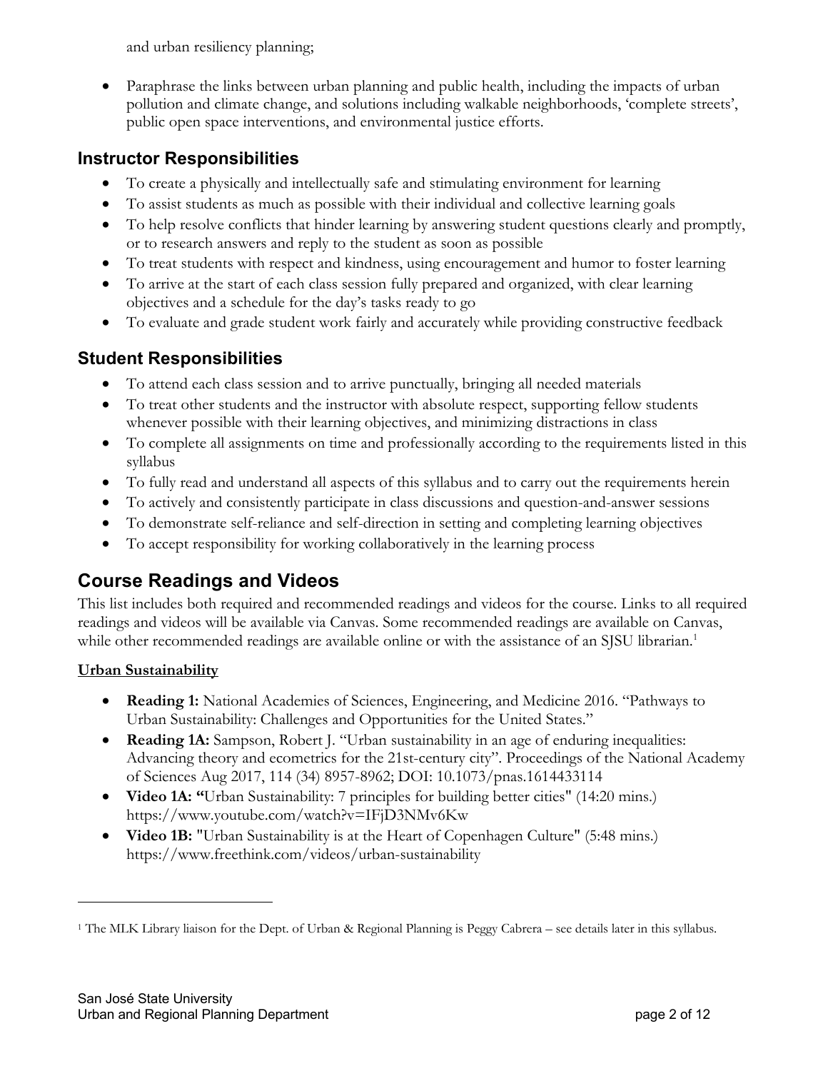and urban resiliency planning;

- Paraphrase the links between urban planning and public health, including the impacts of urban pollution and climate change, and solutions including walkable neighborhoods, 'complete streets', public open space interventions, and environmental justice efforts.

## Instructor Responsibilities

- To create a physically and intellectually safe and stimulating environment for learning
- To assist students as much as possible with their individual and collective learning goals
- To help resolve conflicts that hinder learning by answering student questions clearly and promptly, or to research answers and reply to the student as soon as possible
- To treat students with respect and kindness, using encouragement and humor to foster learning
- To arrive at the start of each class session fully prepared and organized, with clear learning objectives and a schedule for the day's tasks ready to go
- To evaluate and grade student work fairly and accurately while providing constructive feedback

## Student Responsibilities

- To attend each class session and to arrive punctually, bringing all needed materials
- To treat other students and the instructor with absolute respect, supporting fellow students whenever possible with their learning objectives, and minimizing distractions in class
- To complete all assignments on time and professionally according to the requirements listed in this syllabus
- To fully read and understand all aspects of this syllabus and to carry out the requirements herein
- To actively and consistently participate in class discussions and question-and-answer sessions
- To demonstrate self-reliance and self-direction in setting and completing learning objectives
- To accept responsibility for working collaboratively in the learning process

# Course Readings and Videos

This list includes both required and recommended readings and videos for the course. Links to all required readings and videos will be available via Canvas. Some recommended readings are available on Canvas, while other recommended readings are available online or with the assistance of an SJSU librarian.[1]

**Urban Sustainability**

- **Reading 1:** National Academies of Sciences, Engineering, and Medicine 2016. "Pathways to Urban Sustainability: Challenges and Opportunities for the United States."
- **Reading 1A:** Sampson, Robert J. "Urban sustainability in an age of enduring inequalities: Advancing theory and ecometrics for the 21st-century city". Proceedings of the National Academy of Sciences Aug 2017, 114 (34) 8957-8962; DOI: 10.1073/pnas.1614433114
- **Video 1A: "**Urban Sustainability: 7 principles for building better cities" (14:20 mins.) https://www.youtube.com/watch?v=IFjD3NMv6Kw
- **Video 1B:** "Urban Sustainability is at the Heart of Copenhagen Culture" (5:48 mins.) https://www.freethink.com/videos/urban-sustainability

---

[1] The MLK Library liaison for the Dept. of Urban & Regional Planning is Peggy Cabrera – see details later in this syllabus.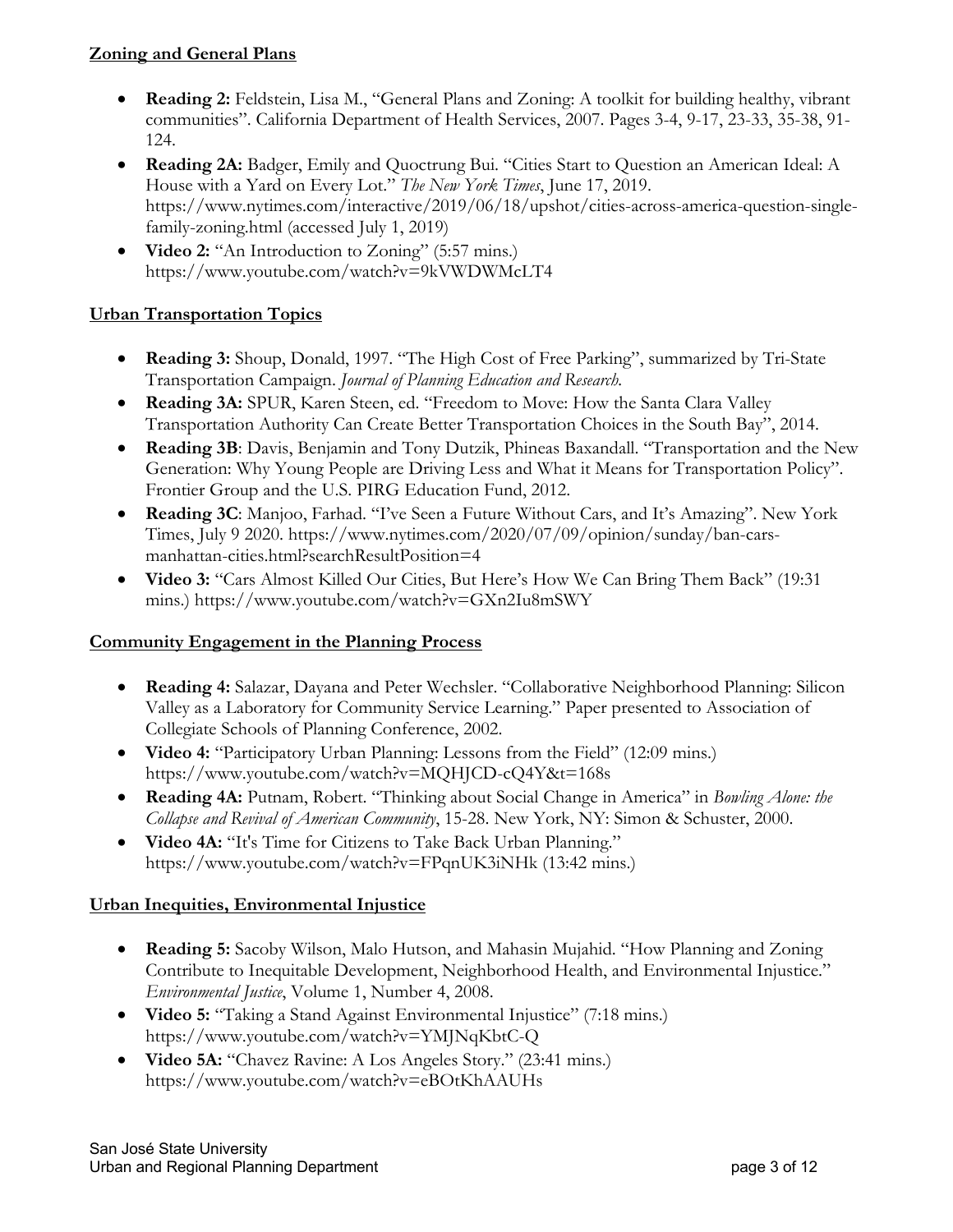**Zoning and General Plans**

- **Reading 2:** Feldstein, Lisa M., "General Plans and Zoning: A toolkit for building healthy, vibrant communities". California Department of Health Services, 2007. Pages 3-4, 9-17, 23-33, 35-38, 91-124.
- **Reading 2A:** Badger, Emily and Quoctrung Bui. "Cities Start to Question an American Ideal: A House with a Yard on Every Lot." *The New York Times*, June 17, 2019. https://www.nytimes.com/interactive/2019/06/18/upshot/cities-across-america-question-single-family-zoning.html (accessed July 1, 2019)
- **Video 2:** "An Introduction to Zoning" (5:57 mins.) https://www.youtube.com/watch?v=9kVWDWMcLT4

**Urban Transportation Topics**

- **Reading 3:** Shoup, Donald, 1997. "The High Cost of Free Parking", summarized by Tri-State Transportation Campaign. *Journal of Planning Education and Research*.
- **Reading 3A:** SPUR, Karen Steen, ed. "Freedom to Move: How the Santa Clara Valley Transportation Authority Can Create Better Transportation Choices in the South Bay", 2014.
- **Reading 3B**: Davis, Benjamin and Tony Dutzik, Phineas Baxandall. "Transportation and the New Generation: Why Young People are Driving Less and What it Means for Transportation Policy". Frontier Group and the U.S. PIRG Education Fund, 2012.
- **Reading 3C**: Manjoo, Farhad. "I've Seen a Future Without Cars, and It's Amazing". New York Times, July 9 2020. https://www.nytimes.com/2020/07/09/opinion/sunday/ban-cars-manhattan-cities.html?searchResultPosition=4
- **Video 3:** "Cars Almost Killed Our Cities, But Here's How We Can Bring Them Back" (19:31 mins.) https://www.youtube.com/watch?v=GXn2Iu8mSWY

**Community Engagement in the Planning Process**

- **Reading 4:** Salazar, Dayana and Peter Wechsler. "Collaborative Neighborhood Planning: Silicon Valley as a Laboratory for Community Service Learning." Paper presented to Association of Collegiate Schools of Planning Conference, 2002.
- **Video 4:** "Participatory Urban Planning: Lessons from the Field" (12:09 mins.) https://www.youtube.com/watch?v=MQHJCD-cQ4Y&t=168s
- **Reading 4A:** Putnam, Robert. "Thinking about Social Change in America" in *Bowling Alone: the Collapse and Revival of American Community*, 15-28. New York, NY: Simon & Schuster, 2000.
- **Video 4A:** "It's Time for Citizens to Take Back Urban Planning." https://www.youtube.com/watch?v=FPqnUK3iNHk (13:42 mins.)

**Urban Inequities, Environmental Injustice**

- **Reading 5:** Sacoby Wilson, Malo Hutson, and Mahasin Mujahid. "How Planning and Zoning Contribute to Inequitable Development, Neighborhood Health, and Environmental Injustice." *Environmental Justice*, Volume 1, Number 4, 2008.
- **Video 5:** "Taking a Stand Against Environmental Injustice" (7:18 mins.) https://www.youtube.com/watch?v=YMJNqKbtC-Q
- **Video 5A:** "Chavez Ravine: A Los Angeles Story." (23:41 mins.) https://www.youtube.com/watch?v=eBOtKhAAUHs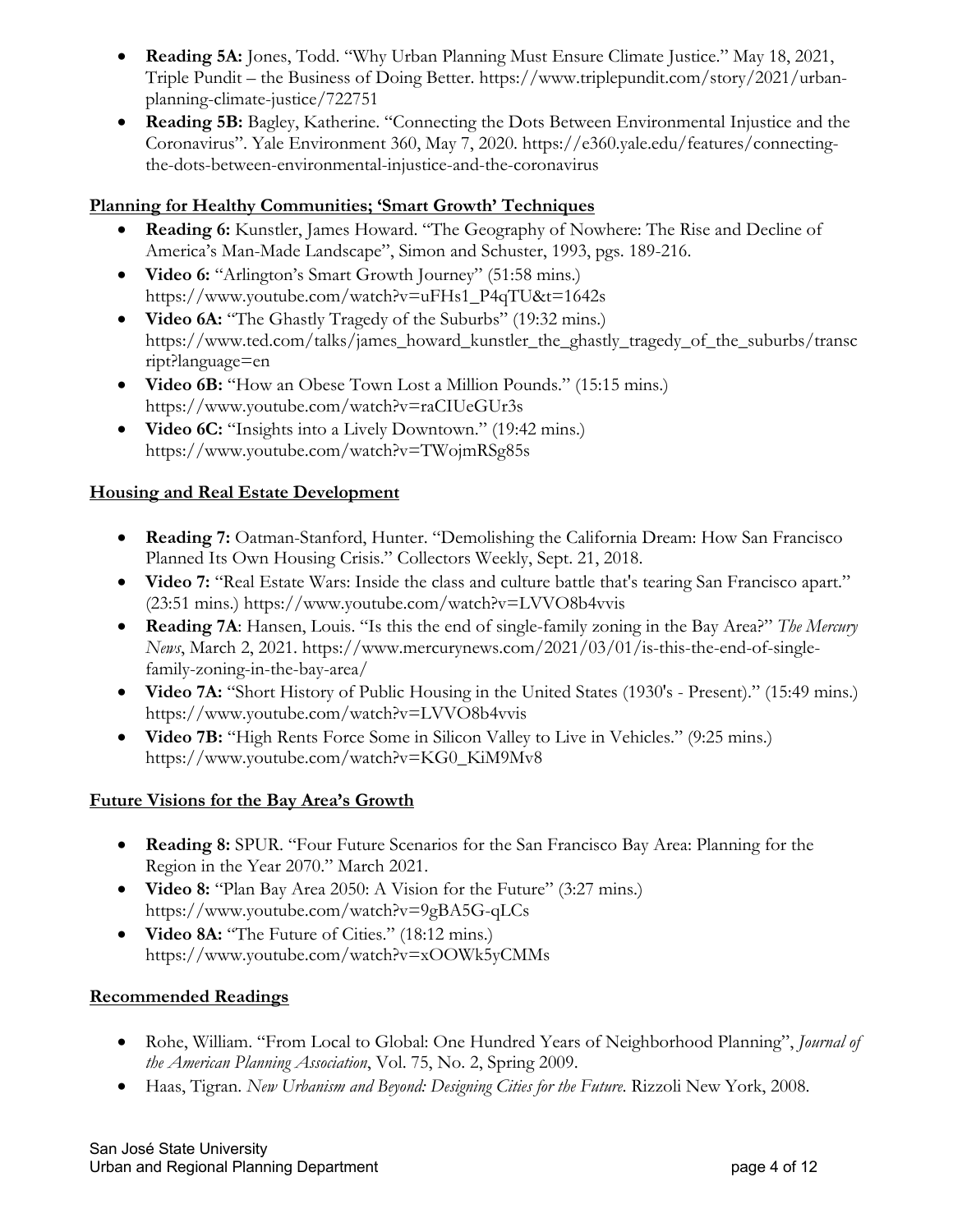- **Reading 5A:** Jones, Todd. "Why Urban Planning Must Ensure Climate Justice." May 18, 2021, Triple Pundit – the Business of Doing Better. https://www.triplepundit.com/story/2021/urban-planning-climate-justice/722751
- **Reading 5B:** Bagley, Katherine. "Connecting the Dots Between Environmental Injustice and the Coronavirus". Yale Environment 360, May 7, 2020. https://e360.yale.edu/features/connecting-the-dots-between-environmental-injustice-and-the-coronavirus

## Planning for Healthy Communities; 'Smart Growth' Techniques

- **Reading 6:** Kunstler, James Howard. "The Geography of Nowhere: The Rise and Decline of America's Man-Made Landscape", Simon and Schuster, 1993, pgs. 189-216.
- **Video 6:** "Arlington's Smart Growth Journey" (51:58 mins.) https://www.youtube.com/watch?v=uFHs1_P4qTU&t=1642s
- **Video 6A:** "The Ghastly Tragedy of the Suburbs" (19:32 mins.) https://www.ted.com/talks/james_howard_kunstler_the_ghastly_tragedy_of_the_suburbs/transcript?language=en
- **Video 6B:** "How an Obese Town Lost a Million Pounds." (15:15 mins.) https://www.youtube.com/watch?v=raCIUeGUr3s
- **Video 6C:** "Insights into a Lively Downtown." (19:42 mins.) https://www.youtube.com/watch?v=TWojmRSg85s

## Housing and Real Estate Development

- **Reading 7:** Oatman-Stanford, Hunter. "Demolishing the California Dream: How San Francisco Planned Its Own Housing Crisis." Collectors Weekly, Sept. 21, 2018.
- **Video 7:** "Real Estate Wars: Inside the class and culture battle that's tearing San Francisco apart." (23:51 mins.) https://www.youtube.com/watch?v=LVVO8b4vvis
- **Reading 7A**: Hansen, Louis. "Is this the end of single-family zoning in the Bay Area?" *The Mercury News*, March 2, 2021. https://www.mercurynews.com/2021/03/01/is-this-the-end-of-single-family-zoning-in-the-bay-area/
- **Video 7A:** "Short History of Public Housing in the United States (1930's - Present)." (15:49 mins.) https://www.youtube.com/watch?v=LVVO8b4vvis
- **Video 7B:** "High Rents Force Some in Silicon Valley to Live in Vehicles." (9:25 mins.) https://www.youtube.com/watch?v=KG0_KiM9Mv8

## Future Visions for the Bay Area's Growth

- **Reading 8:** SPUR. "Four Future Scenarios for the San Francisco Bay Area: Planning for the Region in the Year 2070." March 2021.
- **Video 8:** "Plan Bay Area 2050: A Vision for the Future" (3:27 mins.) https://www.youtube.com/watch?v=9gBA5G-qLCs
- **Video 8A:** "The Future of Cities." (18:12 mins.) https://www.youtube.com/watch?v=xOOWk5yCMMs

## Recommended Readings

- Rohe, William. "From Local to Global: One Hundred Years of Neighborhood Planning", *Journal of the American Planning Association*, Vol. 75, No. 2, Spring 2009.
- Haas, Tigran. *New Urbanism and Beyond: Designing Cities for the Future.* Rizzoli New York, 2008.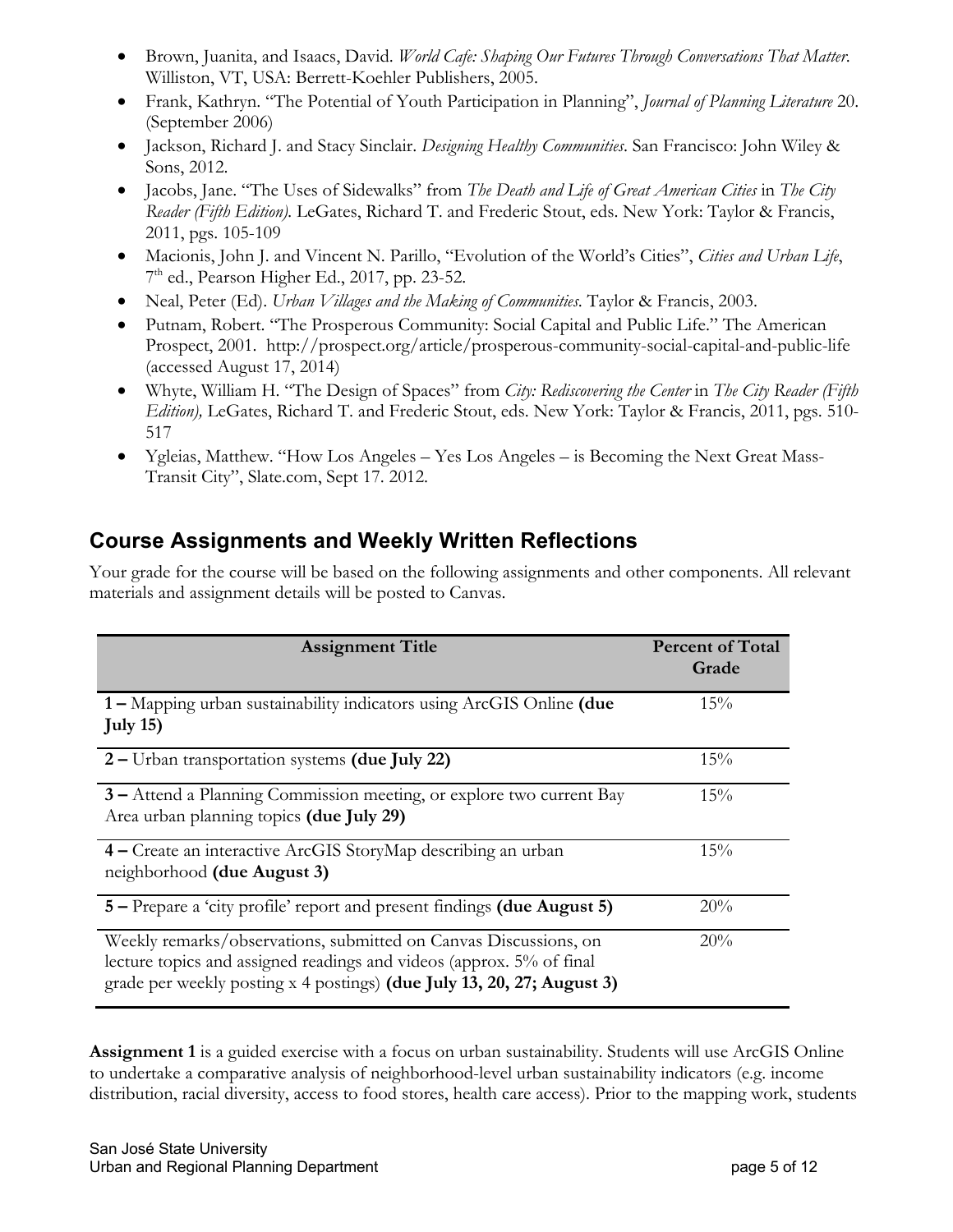- Brown, Juanita, and Isaacs, David. *World Cafe: Shaping Our Futures Through Conversations That Matter*. Williston, VT, USA: Berrett-Koehler Publishers, 2005.
- Frank, Kathryn. "The Potential of Youth Participation in Planning", *Journal of Planning Literature* 20. (September 2006)
- Jackson, Richard J. and Stacy Sinclair. *Designing Healthy Communities*. San Francisco: John Wiley & Sons, 2012.
- Jacobs, Jane. "The Uses of Sidewalks" from *The Death and Life of Great American Cities* in *The City Reader (Fifth Edition)*. LeGates, Richard T. and Frederic Stout, eds. New York: Taylor & Francis, 2011, pgs. 105-109
- Macionis, John J. and Vincent N. Parillo, "Evolution of the World's Cities", *Cities and Urban Life*, 7th ed., Pearson Higher Ed., 2017, pp. 23-52.
- Neal, Peter (Ed). *Urban Villages and the Making of Communities*. Taylor & Francis, 2003.
- Putnam, Robert. "The Prosperous Community: Social Capital and Public Life." The American Prospect, 2001. http://prospect.org/article/prosperous-community-social-capital-and-public-life (accessed August 17, 2014)
- Whyte, William H. "The Design of Spaces" from *City: Rediscovering the Center* in *The City Reader (Fifth Edition),* LeGates, Richard T. and Frederic Stout, eds. New York: Taylor & Francis, 2011, pgs. 510-517
- Ygleias, Matthew. "How Los Angeles – Yes Los Angeles – is Becoming the Next Great Mass-Transit City", Slate.com, Sept 17. 2012.

## Course Assignments and Weekly Written Reflections

Your grade for the course will be based on the following assignments and other components. All relevant materials and assignment details will be posted to Canvas.

| Assignment Title | Percent of Total Grade |
|---|---|
| **1 –** Mapping urban sustainability indicators using ArcGIS Online **(due July 15)** | 15% |
| **2 –** Urban transportation systems **(due July 22)** | 15% |
| **3 –** Attend a Planning Commission meeting, or explore two current Bay Area urban planning topics **(due July 29)** | 15% |
| **4 –** Create an interactive ArcGIS StoryMap describing an urban neighborhood **(due August 3)** | 15% |
| **5 –** Prepare a 'city profile' report and present findings **(due August 5)** | 20% |
| Weekly remarks/observations, submitted on Canvas Discussions, on lecture topics and assigned readings and videos (approx. 5% of final grade per weekly posting x 4 postings) **(due July 13, 20, 27; August 3)** | 20% |

**Assignment 1** is a guided exercise with a focus on urban sustainability. Students will use ArcGIS Online to undertake a comparative analysis of neighborhood-level urban sustainability indicators (e.g. income distribution, racial diversity, access to food stores, health care access). Prior to the mapping work, students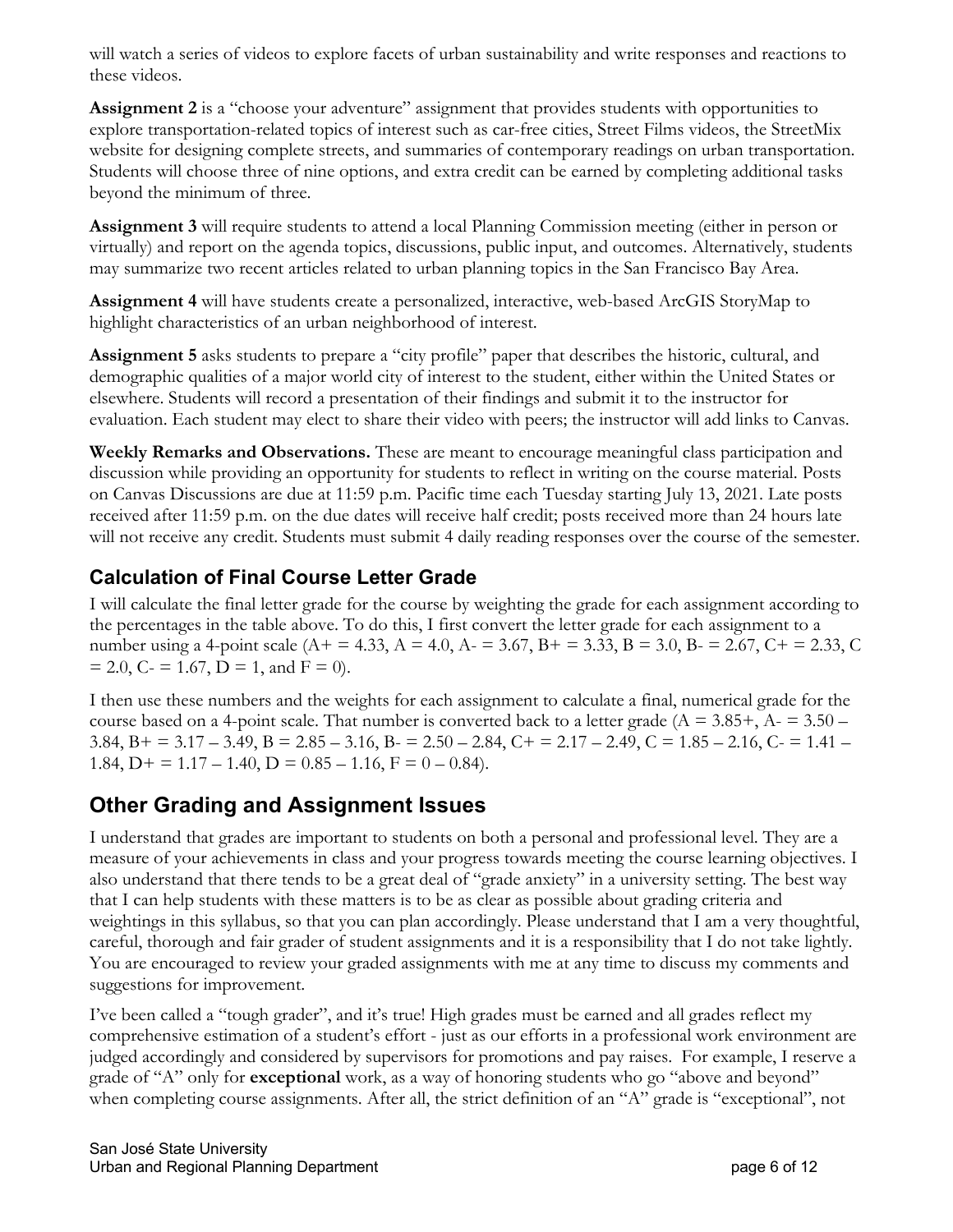will watch a series of videos to explore facets of urban sustainability and write responses and reactions to these videos.

**Assignment 2** is a "choose your adventure" assignment that provides students with opportunities to explore transportation-related topics of interest such as car-free cities, Street Films videos, the StreetMix website for designing complete streets, and summaries of contemporary readings on urban transportation. Students will choose three of nine options, and extra credit can be earned by completing additional tasks beyond the minimum of three.

**Assignment 3** will require students to attend a local Planning Commission meeting (either in person or virtually) and report on the agenda topics, discussions, public input, and outcomes. Alternatively, students may summarize two recent articles related to urban planning topics in the San Francisco Bay Area.

**Assignment 4** will have students create a personalized, interactive, web-based ArcGIS StoryMap to highlight characteristics of an urban neighborhood of interest.

**Assignment 5** asks students to prepare a "city profile" paper that describes the historic, cultural, and demographic qualities of a major world city of interest to the student, either within the United States or elsewhere. Students will record a presentation of their findings and submit it to the instructor for evaluation. Each student may elect to share their video with peers; the instructor will add links to Canvas.

**Weekly Remarks and Observations.** These are meant to encourage meaningful class participation and discussion while providing an opportunity for students to reflect in writing on the course material. Posts on Canvas Discussions are due at 11:59 p.m. Pacific time each Tuesday starting July 13, 2021. Late posts received after 11:59 p.m. on the due dates will receive half credit; posts received more than 24 hours late will not receive any credit. Students must submit 4 daily reading responses over the course of the semester.

## Calculation of Final Course Letter Grade

I will calculate the final letter grade for the course by weighting the grade for each assignment according to the percentages in the table above. To do this, I first convert the letter grade for each assignment to a number using a 4-point scale (A+ = 4.33, A = 4.0, A- = 3.67, B+ = 3.33, B = 3.0, B- = 2.67, C+ = 2.33, C = 2.0, C- = 1.67, D = 1, and F = 0).

I then use these numbers and the weights for each assignment to calculate a final, numerical grade for the course based on a 4-point scale. That number is converted back to a letter grade (A = 3.85+, A- = 3.50 – 3.84, B+ = 3.17 – 3.49, B = 2.85 – 3.16, B- = 2.50 – 2.84, C+ = 2.17 – 2.49, C = 1.85 – 2.16, C- = 1.41 – 1.84, D+ = 1.17 – 1.40, D = 0.85 – 1.16, F = 0 – 0.84).

## Other Grading and Assignment Issues

I understand that grades are important to students on both a personal and professional level. They are a measure of your achievements in class and your progress towards meeting the course learning objectives. I also understand that there tends to be a great deal of "grade anxiety" in a university setting. The best way that I can help students with these matters is to be as clear as possible about grading criteria and weightings in this syllabus, so that you can plan accordingly. Please understand that I am a very thoughtful, careful, thorough and fair grader of student assignments and it is a responsibility that I do not take lightly. You are encouraged to review your graded assignments with me at any time to discuss my comments and suggestions for improvement.

I've been called a "tough grader", and it's true! High grades must be earned and all grades reflect my comprehensive estimation of a student's effort - just as our efforts in a professional work environment are judged accordingly and considered by supervisors for promotions and pay raises. For example, I reserve a grade of "A" only for **exceptional** work, as a way of honoring students who go "above and beyond" when completing course assignments. After all, the strict definition of an "A" grade is "exceptional", not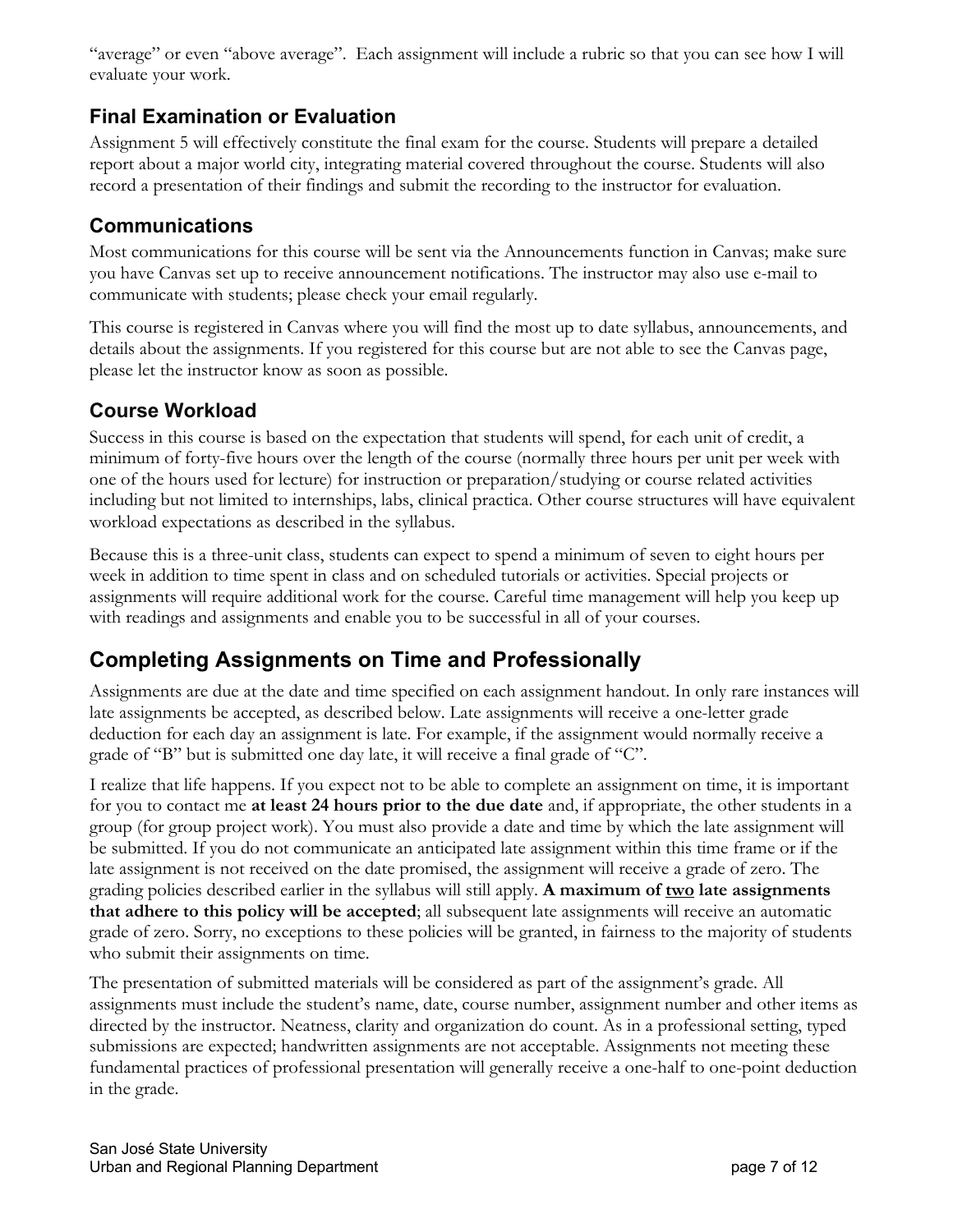"average" or even "above average". Each assignment will include a rubric so that you can see how I will evaluate your work.

## Final Examination or Evaluation

Assignment 5 will effectively constitute the final exam for the course. Students will prepare a detailed report about a major world city, integrating material covered throughout the course. Students will also record a presentation of their findings and submit the recording to the instructor for evaluation.

## Communications

Most communications for this course will be sent via the Announcements function in Canvas; make sure you have Canvas set up to receive announcement notifications. The instructor may also use e-mail to communicate with students; please check your email regularly.

This course is registered in Canvas where you will find the most up to date syllabus, announcements, and details about the assignments. If you registered for this course but are not able to see the Canvas page, please let the instructor know as soon as possible.

## Course Workload

Success in this course is based on the expectation that students will spend, for each unit of credit, a minimum of forty-five hours over the length of the course (normally three hours per unit per week with one of the hours used for lecture) for instruction or preparation/studying or course related activities including but not limited to internships, labs, clinical practica. Other course structures will have equivalent workload expectations as described in the syllabus.

Because this is a three-unit class, students can expect to spend a minimum of seven to eight hours per week in addition to time spent in class and on scheduled tutorials or activities. Special projects or assignments will require additional work for the course. Careful time management will help you keep up with readings and assignments and enable you to be successful in all of your courses.

# Completing Assignments on Time and Professionally

Assignments are due at the date and time specified on each assignment handout. In only rare instances will late assignments be accepted, as described below. Late assignments will receive a one-letter grade deduction for each day an assignment is late. For example, if the assignment would normally receive a grade of "B" but is submitted one day late, it will receive a final grade of "C".

I realize that life happens. If you expect not to be able to complete an assignment on time, it is important for you to contact me **at least 24 hours prior to the due date** and, if appropriate, the other students in a group (for group project work). You must also provide a date and time by which the late assignment will be submitted. If you do not communicate an anticipated late assignment within this time frame or if the late assignment is not received on the date promised, the assignment will receive a grade of zero. The grading policies described earlier in the syllabus will still apply. **A maximum of <u>two</u> late assignments that adhere to this policy will be accepted**; all subsequent late assignments will receive an automatic grade of zero. Sorry, no exceptions to these policies will be granted, in fairness to the majority of students who submit their assignments on time.

The presentation of submitted materials will be considered as part of the assignment's grade. All assignments must include the student's name, date, course number, assignment number and other items as directed by the instructor. Neatness, clarity and organization do count. As in a professional setting, typed submissions are expected; handwritten assignments are not acceptable. Assignments not meeting these fundamental practices of professional presentation will generally receive a one-half to one-point deduction in the grade.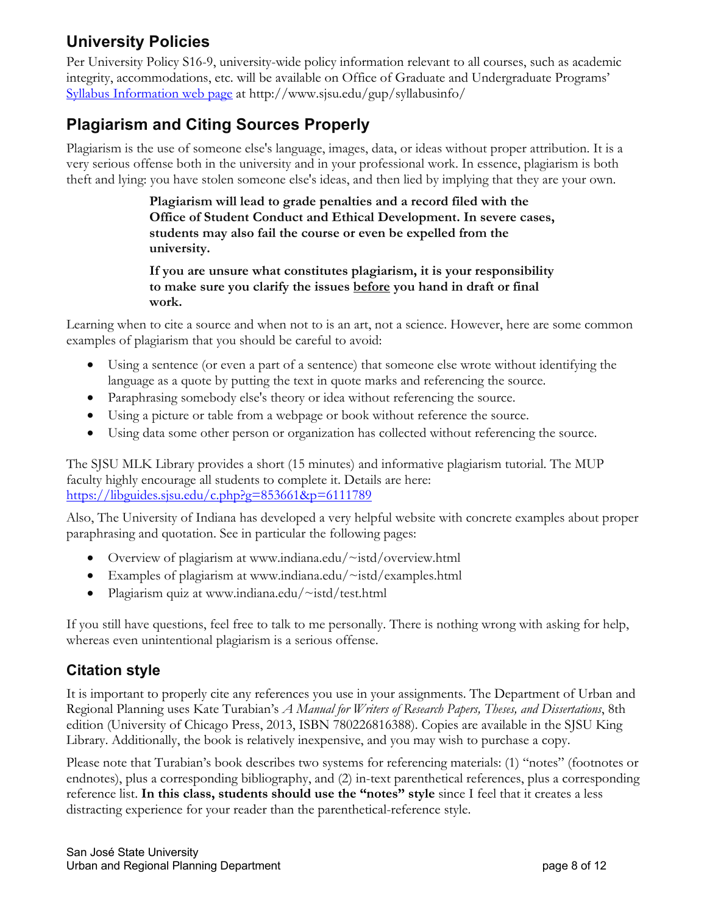## University Policies

Per University Policy S16-9, university-wide policy information relevant to all courses, such as academic integrity, accommodations, etc. will be available on Office of Graduate and Undergraduate Programs' [Syllabus Information web page](http://www.sjsu.edu/gup/syllabusinfo/) at http://www.sjsu.edu/gup/syllabusinfo/

## Plagiarism and Citing Sources Properly

Plagiarism is the use of someone else's language, images, data, or ideas without proper attribution. It is a very serious offense both in the university and in your professional work. In essence, plagiarism is both theft and lying: you have stolen someone else's ideas, and then lied by implying that they are your own.

> **Plagiarism will lead to grade penalties and a record filed with the Office of Student Conduct and Ethical Development. In severe cases, students may also fail the course or even be expelled from the university.**
>
> **If you are unsure what constitutes plagiarism, it is your responsibility to make sure you clarify the issues <u>before</u> you hand in draft or final work.**

Learning when to cite a source and when not to is an art, not a science. However, here are some common examples of plagiarism that you should be careful to avoid:

- Using a sentence (or even a part of a sentence) that someone else wrote without identifying the language as a quote by putting the text in quote marks and referencing the source.
- Paraphrasing somebody else's theory or idea without referencing the source.
- Using a picture or table from a webpage or book without reference the source.
- Using data some other person or organization has collected without referencing the source.

The SJSU MLK Library provides a short (15 minutes) and informative plagiarism tutorial. The MUP faculty highly encourage all students to complete it. Details are here: [https://libguides.sjsu.edu/c.php?g=853661&p=6111789](https://libguides.sjsu.edu/c.php?g=853661&p=6111789)

Also, The University of Indiana has developed a very helpful website with concrete examples about proper paraphrasing and quotation. See in particular the following pages:

- Overview of plagiarism at www.indiana.edu/~istd/overview.html
- Examples of plagiarism at www.indiana.edu/~istd/examples.html
- Plagiarism quiz at www.indiana.edu/~istd/test.html

If you still have questions, feel free to talk to me personally. There is nothing wrong with asking for help, whereas even unintentional plagiarism is a serious offense.

## Citation style

It is important to properly cite any references you use in your assignments. The Department of Urban and Regional Planning uses Kate Turabian's *A Manual for Writers of Research Papers, Theses, and Dissertations*, 8th edition (University of Chicago Press, 2013, ISBN 780226816388). Copies are available in the SJSU King Library. Additionally, the book is relatively inexpensive, and you may wish to purchase a copy.

Please note that Turabian's book describes two systems for referencing materials: (1) "notes" (footnotes or endnotes), plus a corresponding bibliography, and (2) in-text parenthetical references, plus a corresponding reference list. **In this class, students should use the "notes" style** since I feel that it creates a less distracting experience for your reader than the parenthetical-reference style.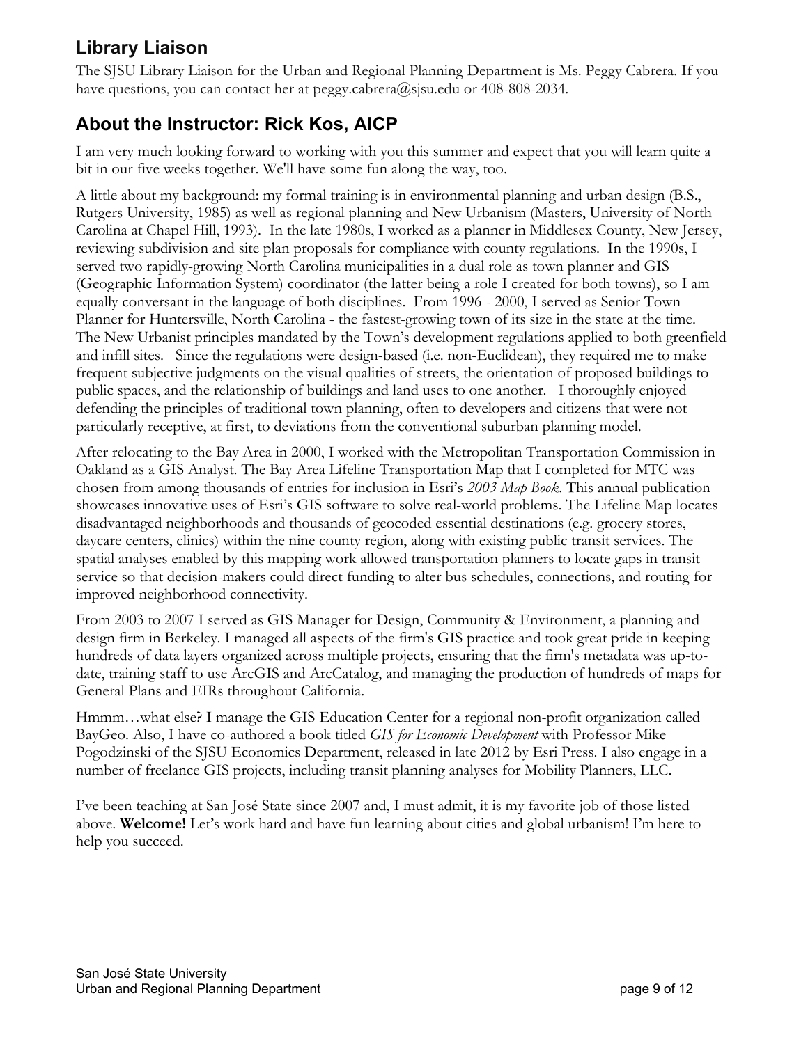## Library Liaison

The SJSU Library Liaison for the Urban and Regional Planning Department is Ms. Peggy Cabrera. If you have questions, you can contact her at peggy.cabrera@sjsu.edu or 408-808-2034.

## About the Instructor: Rick Kos, AICP

I am very much looking forward to working with you this summer and expect that you will learn quite a bit in our five weeks together. We'll have some fun along the way, too.

A little about my background: my formal training is in environmental planning and urban design (B.S., Rutgers University, 1985) as well as regional planning and New Urbanism (Masters, University of North Carolina at Chapel Hill, 1993). In the late 1980s, I worked as a planner in Middlesex County, New Jersey, reviewing subdivision and site plan proposals for compliance with county regulations. In the 1990s, I served two rapidly-growing North Carolina municipalities in a dual role as town planner and GIS (Geographic Information System) coordinator (the latter being a role I created for both towns), so I am equally conversant in the language of both disciplines. From 1996 - 2000, I served as Senior Town Planner for Huntersville, North Carolina - the fastest-growing town of its size in the state at the time. The New Urbanist principles mandated by the Town's development regulations applied to both greenfield and infill sites. Since the regulations were design-based (i.e. non-Euclidean), they required me to make frequent subjective judgments on the visual qualities of streets, the orientation of proposed buildings to public spaces, and the relationship of buildings and land uses to one another. I thoroughly enjoyed defending the principles of traditional town planning, often to developers and citizens that were not particularly receptive, at first, to deviations from the conventional suburban planning model.

After relocating to the Bay Area in 2000, I worked with the Metropolitan Transportation Commission in Oakland as a GIS Analyst. The Bay Area Lifeline Transportation Map that I completed for MTC was chosen from among thousands of entries for inclusion in Esri's *2003 Map Book*. This annual publication showcases innovative uses of Esri's GIS software to solve real-world problems. The Lifeline Map locates disadvantaged neighborhoods and thousands of geocoded essential destinations (e.g. grocery stores, daycare centers, clinics) within the nine county region, along with existing public transit services. The spatial analyses enabled by this mapping work allowed transportation planners to locate gaps in transit service so that decision-makers could direct funding to alter bus schedules, connections, and routing for improved neighborhood connectivity.

From 2003 to 2007 I served as GIS Manager for Design, Community & Environment, a planning and design firm in Berkeley. I managed all aspects of the firm's GIS practice and took great pride in keeping hundreds of data layers organized across multiple projects, ensuring that the firm's metadata was up-to-date, training staff to use ArcGIS and ArcCatalog, and managing the production of hundreds of maps for General Plans and EIRs throughout California.

Hmmm…what else? I manage the GIS Education Center for a regional non-profit organization called BayGeo. Also, I have co-authored a book titled *GIS for Economic Development* with Professor Mike Pogodzinski of the SJSU Economics Department, released in late 2012 by Esri Press. I also engage in a number of freelance GIS projects, including transit planning analyses for Mobility Planners, LLC.

I've been teaching at San José State since 2007 and, I must admit, it is my favorite job of those listed above. **Welcome!** Let's work hard and have fun learning about cities and global urbanism! I'm here to help you succeed.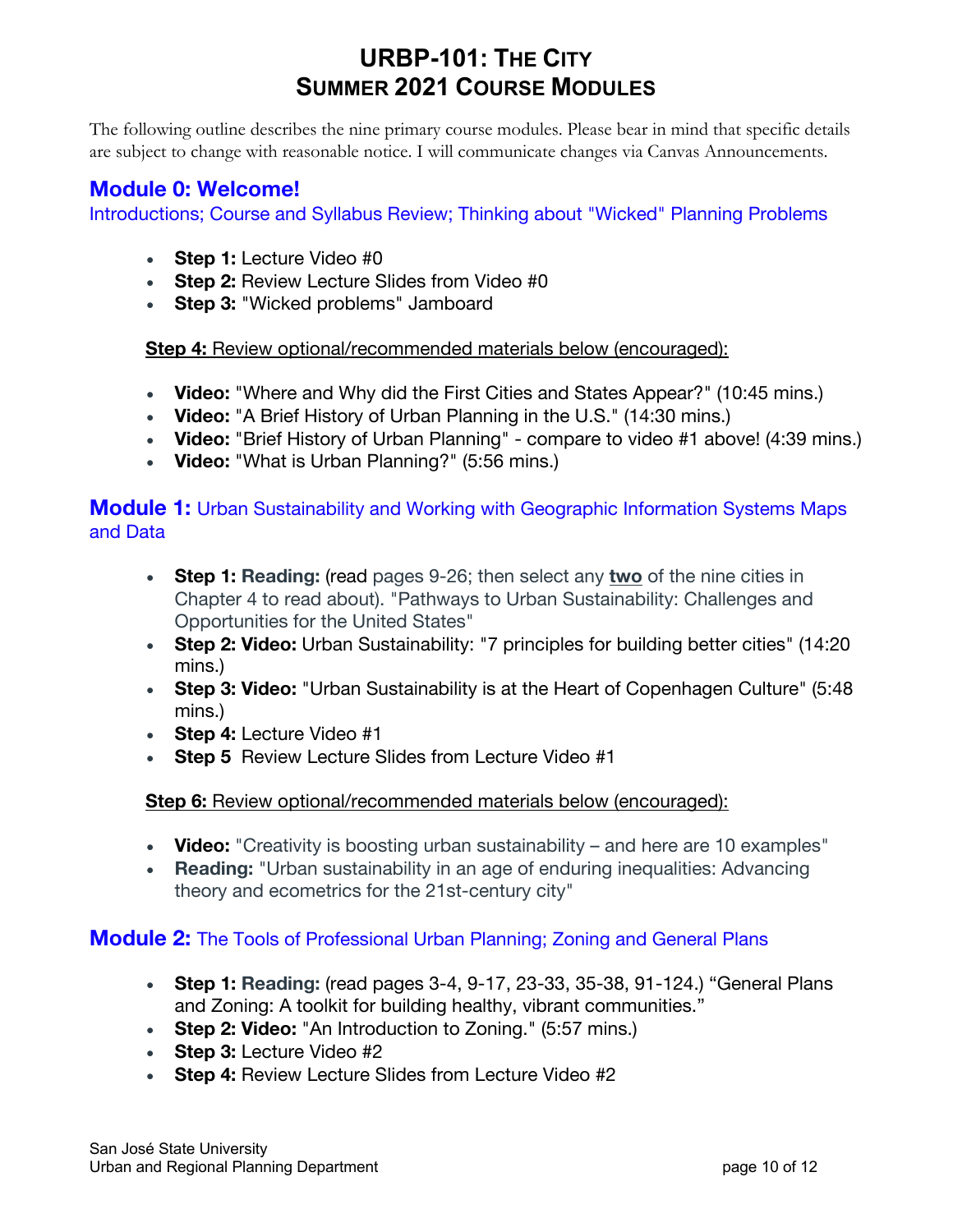# URBP-101: The City
# Summer 2021 Course Modules

The following outline describes the nine primary course modules. Please bear in mind that specific details are subject to change with reasonable notice. I will communicate changes via Canvas Announcements.

## Module 0: Welcome!

Introductions; Course and Syllabus Review; Thinking about "Wicked" Planning Problems

- **Step 1:** Lecture Video #0
- **Step 2:** Review Lecture Slides from Video #0
- **Step 3:** "Wicked problems" Jamboard

**Step 4:** Review optional/recommended materials below (encouraged):

- **Video:** "Where and Why did the First Cities and States Appear?" (10:45 mins.)
- **Video:** "A Brief History of Urban Planning in the U.S." (14:30 mins.)
- **Video:** "Brief History of Urban Planning" - compare to video #1 above! (4:39 mins.)
- **Video:** "What is Urban Planning?" (5:56 mins.)

## Module 1: Urban Sustainability and Working with Geographic Information Systems Maps and Data

- **Step 1: Reading:** (read pages 9-26; then select any **two** of the nine cities in Chapter 4 to read about). "Pathways to Urban Sustainability: Challenges and Opportunities for the United States"
- **Step 2: Video:** Urban Sustainability: "7 principles for building better cities" (14:20 mins.)
- **Step 3: Video:** "Urban Sustainability is at the Heart of Copenhagen Culture" (5:48 mins.)
- **Step 4:** Lecture Video #1
- **Step 5** Review Lecture Slides from Lecture Video #1

**Step 6:** Review optional/recommended materials below (encouraged):

- **Video:** "Creativity is boosting urban sustainability – and here are 10 examples"
- **Reading:** "Urban sustainability in an age of enduring inequalities: Advancing theory and ecometrics for the 21st-century city"

## Module 2: The Tools of Professional Urban Planning; Zoning and General Plans

- **Step 1: Reading:** (read pages 3-4, 9-17, 23-33, 35-38, 91-124.) "General Plans and Zoning: A toolkit for building healthy, vibrant communities."
- **Step 2: Video:** "An Introduction to Zoning." (5:57 mins.)
- **Step 3:** Lecture Video #2
- **Step 4:** Review Lecture Slides from Lecture Video #2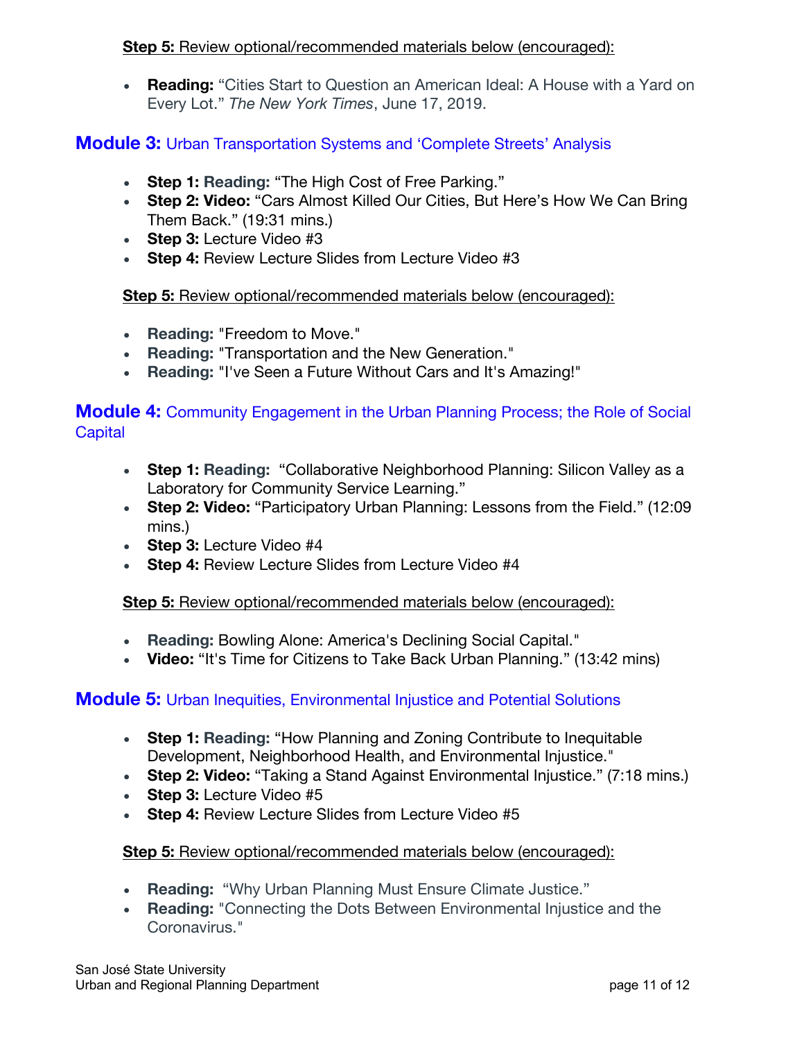**Step 5:** Review optional/recommended materials below (encouraged):

- **Reading:** "Cities Start to Question an American Ideal: A House with a Yard on Every Lot." *The New York Times*, June 17, 2019.

## **Module 3:** Urban Transportation Systems and 'Complete Streets' Analysis

- **Step 1: Reading:** "The High Cost of Free Parking."
- **Step 2: Video:** "Cars Almost Killed Our Cities, But Here's How We Can Bring Them Back." (19:31 mins.)
- **Step 3:** Lecture Video #3
- **Step 4:** Review Lecture Slides from Lecture Video #3

**Step 5:** Review optional/recommended materials below (encouraged):

- **Reading:** "Freedom to Move."
- **Reading:** "Transportation and the New Generation."
- **Reading:** "I've Seen a Future Without Cars and It's Amazing!"

## **Module 4:** Community Engagement in the Urban Planning Process; the Role of Social Capital

- **Step 1: Reading:** "Collaborative Neighborhood Planning: Silicon Valley as a Laboratory for Community Service Learning."
- **Step 2: Video:** "Participatory Urban Planning: Lessons from the Field." (12:09 mins.)
- **Step 3:** Lecture Video #4
- **Step 4:** Review Lecture Slides from Lecture Video #4

**Step 5:** Review optional/recommended materials below (encouraged):

- **Reading:** Bowling Alone: America's Declining Social Capital."
- **Video:** "It's Time for Citizens to Take Back Urban Planning." (13:42 mins)

## **Module 5:** Urban Inequities, Environmental Injustice and Potential Solutions

- **Step 1: Reading:** "How Planning and Zoning Contribute to Inequitable Development, Neighborhood Health, and Environmental Injustice."
- **Step 2: Video:** "Taking a Stand Against Environmental Injustice." (7:18 mins.)
- **Step 3:** Lecture Video #5
- **Step 4:** Review Lecture Slides from Lecture Video #5

**Step 5:** Review optional/recommended materials below (encouraged):

- **Reading:** "Why Urban Planning Must Ensure Climate Justice."
- **Reading:** "Connecting the Dots Between Environmental Injustice and the Coronavirus."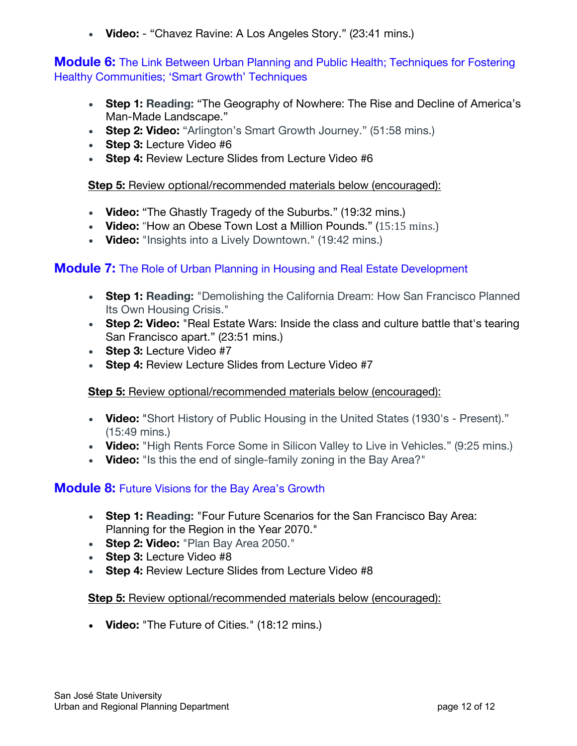- **Video:** - “Chavez Ravine: A Los Angeles Story.” (23:41 mins.)

## **Module 6:** The Link Between Urban Planning and Public Health; Techniques for Fostering Healthy Communities; ‘Smart Growth’ Techniques

- **Step 1: Reading:** “The Geography of Nowhere: The Rise and Decline of America’s Man-Made Landscape.”
- **Step 2: Video:** “Arlington’s Smart Growth Journey.” (51:58 mins.)
- **Step 3:** Lecture Video #6
- **Step 4:** Review Lecture Slides from Lecture Video #6

**Step 5:** Review optional/recommended materials below (encouraged):

- **Video:** “The Ghastly Tragedy of the Suburbs.” (19:32 mins.)
- **Video:** “How an Obese Town Lost a Million Pounds.” (15:15 mins.)
- **Video:** "Insights into a Lively Downtown." (19:42 mins.)

## **Module 7:** The Role of Urban Planning in Housing and Real Estate Development

- **Step 1: Reading:** "Demolishing the California Dream: How San Francisco Planned Its Own Housing Crisis."
- **Step 2: Video:** "Real Estate Wars: Inside the class and culture battle that's tearing San Francisco apart.” (23:51 mins.)
- **Step 3:** Lecture Video #7
- **Step 4:** Review Lecture Slides from Lecture Video #7

**Step 5:** Review optional/recommended materials below (encouraged):

- **Video:** "Short History of Public Housing in the United States (1930's - Present).” (15:49 mins.)
- **Video:** "High Rents Force Some in Silicon Valley to Live in Vehicles.” (9:25 mins.)
- **Video:** "Is this the end of single-family zoning in the Bay Area?"

## **Module 8:** Future Visions for the Bay Area’s Growth

- **Step 1: Reading:** "Four Future Scenarios for the San Francisco Bay Area: Planning for the Region in the Year 2070."
- **Step 2: Video:** "Plan Bay Area 2050."
- **Step 3:** Lecture Video #8
- **Step 4:** Review Lecture Slides from Lecture Video #8

**Step 5:** Review optional/recommended materials below (encouraged):

- **Video:** "The Future of Cities." (18:12 mins.)